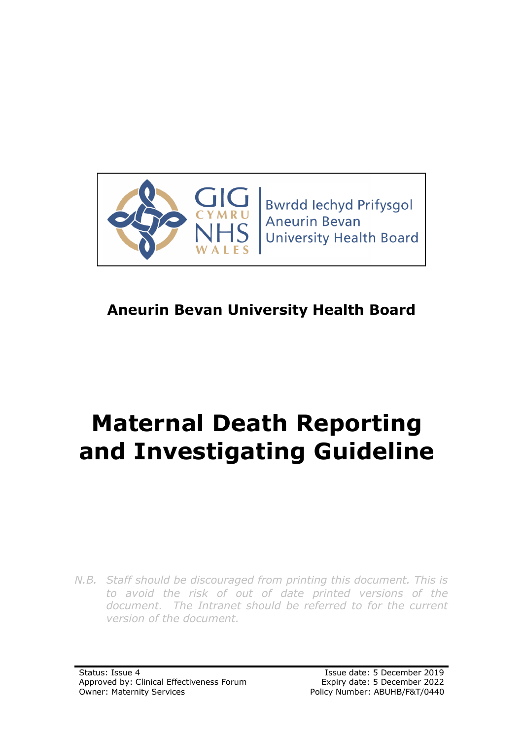Bwrdd Iechyd Prifysgol Aneurin Bevan University Health Board

**Aneurin Bevan University Health Board**

# Maternal Death Reporting and Investigating Guideline

*N.B. Staff should be discouraged from printing this document. This is to avoid the risk of out of date printed versions of the document. The Intranet should be referred to for the current version of the document.*

Status: Issue 4
Approved by: Clinical Effectiveness Forum
Owner: Maternity Services

Issue date: 5 December 2019
Expiry date: 5 December 2022
Policy Number: ABUHB/F&T/0440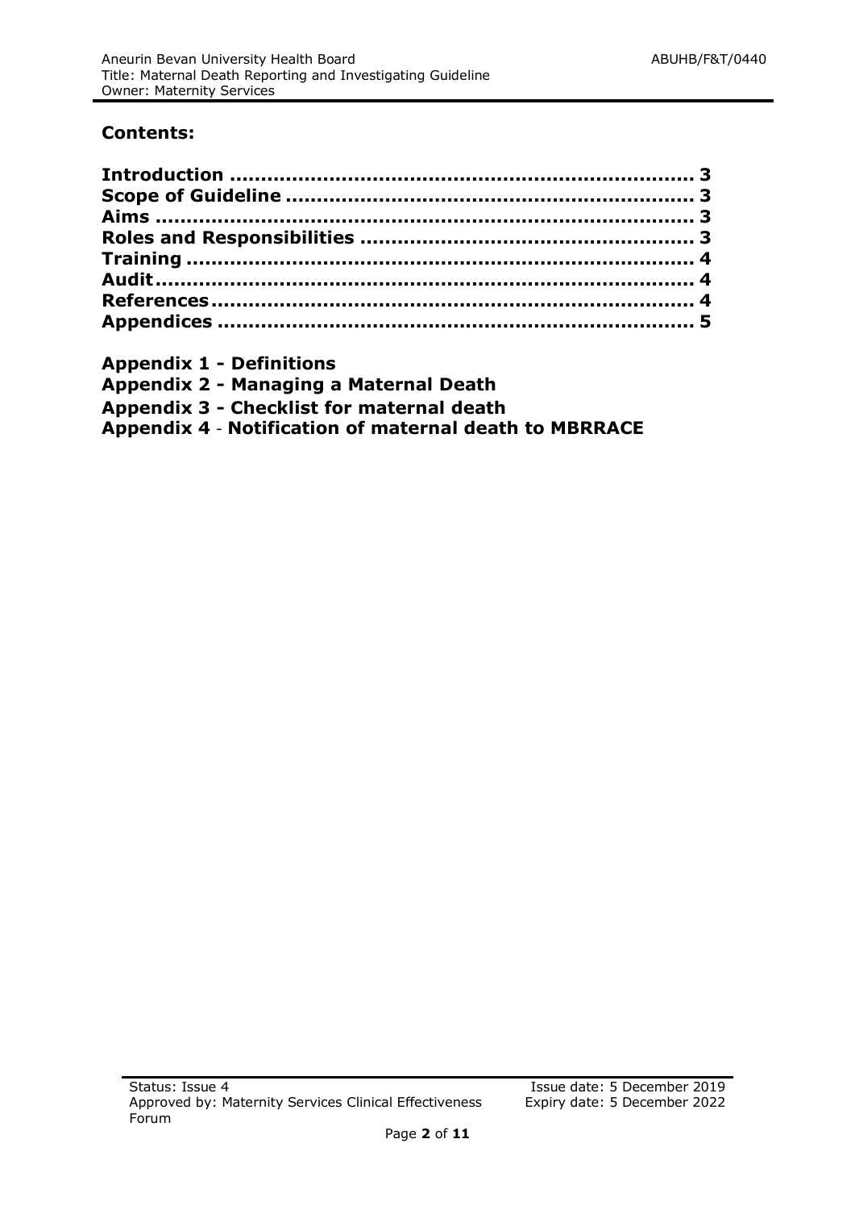## Contents:

**Introduction ........................................................................ 3**
**Scope of Guideline ............................................................... 3**
**Aims .................................................................................. 3**
**Roles and Responsibilities .................................................... 3**
**Training .............................................................................. 4**
**Audit ................................................................................... 4**
**References .......................................................................... 4**
**Appendices ......................................................................... 5**

**Appendix 1 - Definitions**
**Appendix 2 - Managing a Maternal Death**
**Appendix 3 - Checklist for maternal death**
**Appendix 4 - Notification of maternal death to MBRRACE**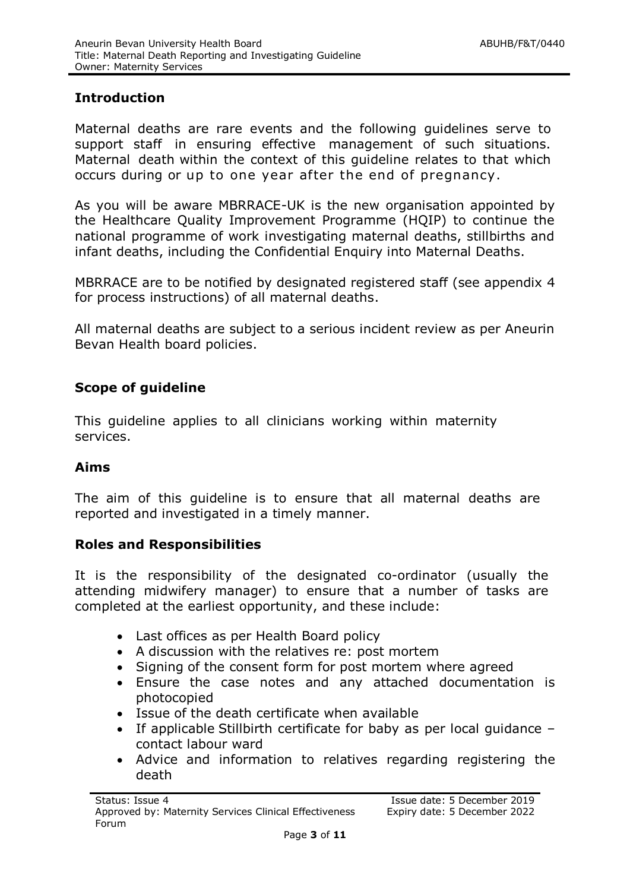## Introduction

Maternal deaths are rare events and the following guidelines serve to support staff in ensuring effective management of such situations. Maternal death within the context of this guideline relates to that which occurs during or up to one year after the end of pregnancy.

As you will be aware MBRRACE-UK is the new organisation appointed by the Healthcare Quality Improvement Programme (HQIP) to continue the national programme of work investigating maternal deaths, stillbirths and infant deaths, including the Confidential Enquiry into Maternal Deaths.

MBRRACE are to be notified by designated registered staff (see appendix 4 for process instructions) of all maternal deaths.

All maternal deaths are subject to a serious incident review as per Aneurin Bevan Health board policies.

## Scope of guideline

This guideline applies to all clinicians working within maternity services.

## Aims

The aim of this guideline is to ensure that all maternal deaths are reported and investigated in a timely manner.

## Roles and Responsibilities

It is the responsibility of the designated co-ordinator (usually the attending midwifery manager) to ensure that a number of tasks are completed at the earliest opportunity, and these include:

- Last offices as per Health Board policy
- A discussion with the relatives re: post mortem
- Signing of the consent form for post mortem where agreed
- Ensure the case notes and any attached documentation is photocopied
- Issue of the death certificate when available
- If applicable Stillbirth certificate for baby as per local guidance – contact labour ward
- Advice and information to relatives regarding registering the death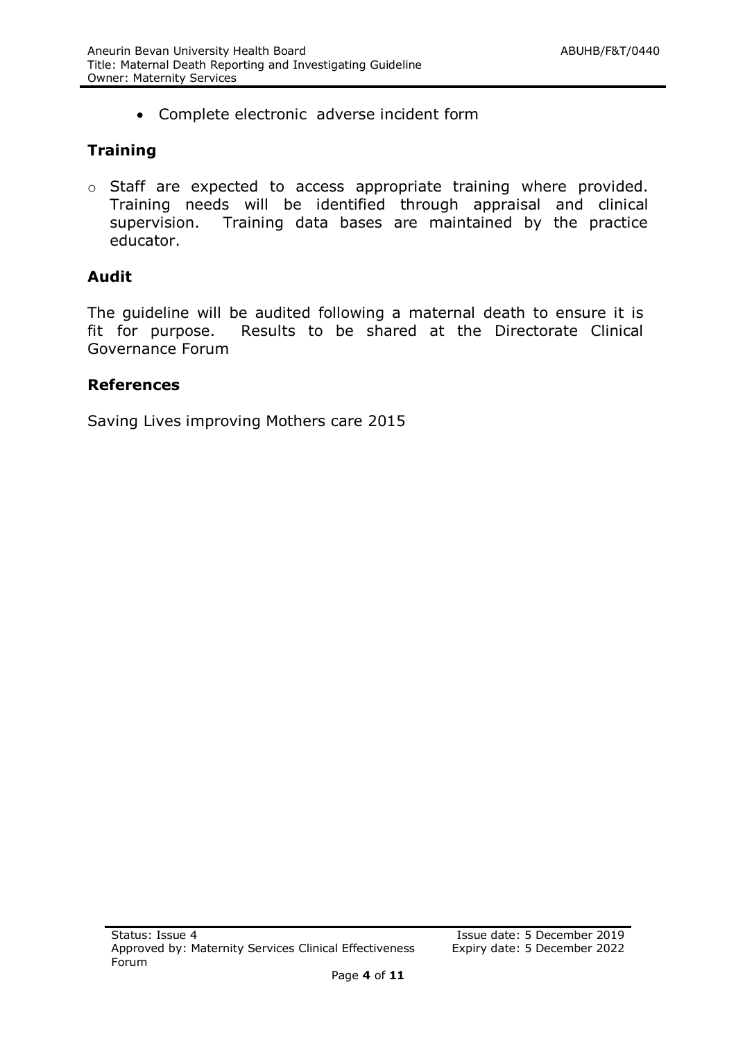- Complete electronic adverse incident form

## Training

- Staff are expected to access appropriate training where provided. Training needs will be identified through appraisal and clinical supervision. Training data bases are maintained by the practice educator.

## Audit

The guideline will be audited following a maternal death to ensure it is fit for purpose. Results to be shared at the Directorate Clinical Governance Forum

## References

Saving Lives improving Mothers care 2015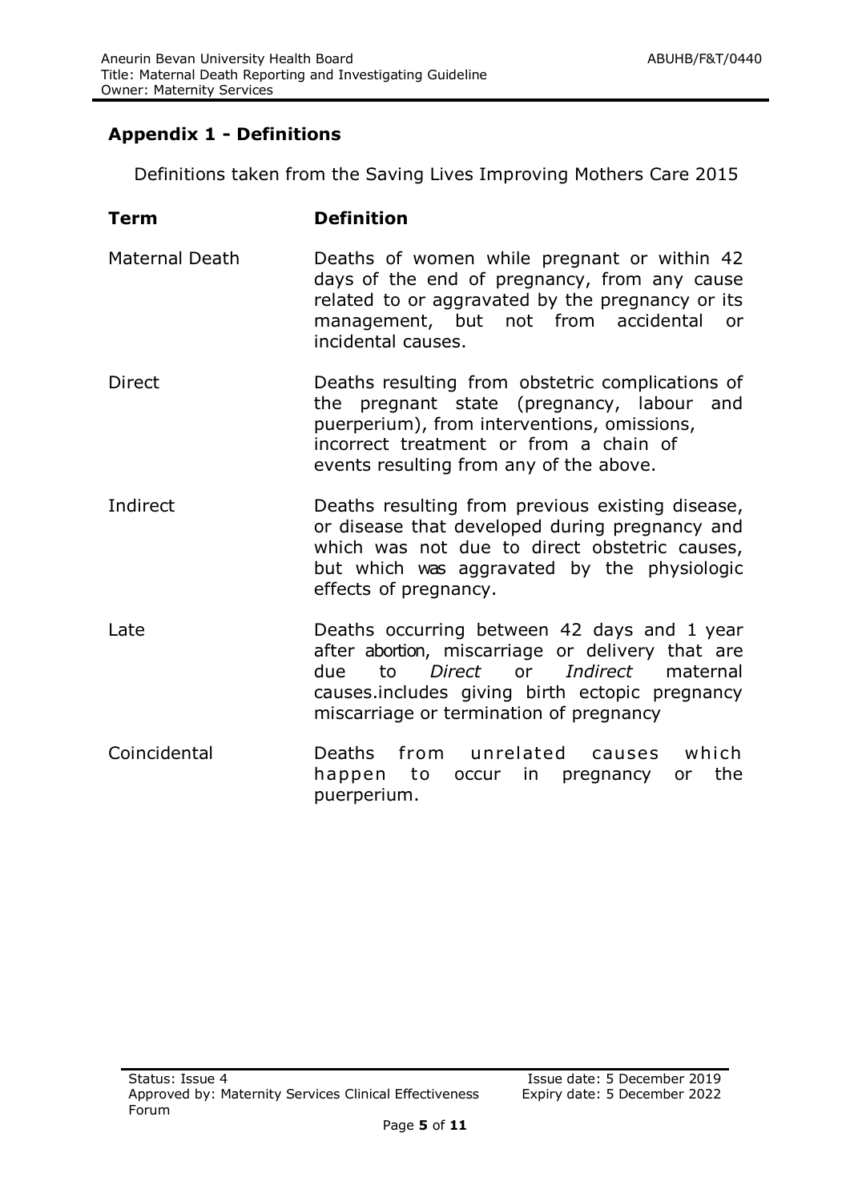## Appendix 1 - Definitions

Definitions taken from the Saving Lives Improving Mothers Care 2015

| Term | Definition |
|---|---|
| Maternal Death | Deaths of women while pregnant or within 42 days of the end of pregnancy, from any cause related to or aggravated by the pregnancy or its management, but not from accidental or incidental causes. |
| Direct | Deaths resulting from obstetric complications of the pregnant state (pregnancy, labour and puerperium), from interventions, omissions, incorrect treatment or from a chain of events resulting from any of the above. |
| Indirect | Deaths resulting from previous existing disease, or disease that developed during pregnancy and which was not due to direct obstetric causes, but which was aggravated by the physiologic effects of pregnancy. |
| Late | Deaths occurring between 42 days and 1 year after abortion, miscarriage or delivery that are due to *Direct* or *Indirect* maternal causes.includes giving birth ectopic pregnancy miscarriage or termination of pregnancy |
| Coincidental | Deaths from unrelated causes which happen to occur in pregnancy or the puerperium. |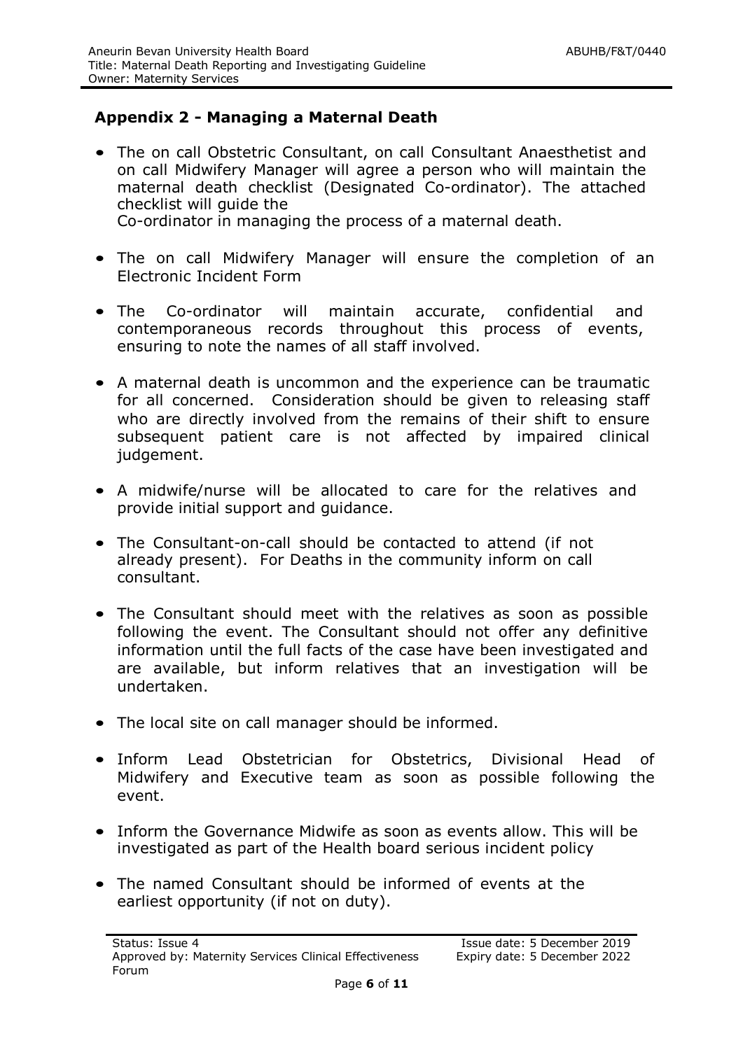## Appendix 2 - Managing a Maternal Death

- The on call Obstetric Consultant, on call Consultant Anaesthetist and on call Midwifery Manager will agree a person who will maintain the maternal death checklist (Designated Co-ordinator). The attached checklist will guide the Co-ordinator in managing the process of a maternal death.
- The on call Midwifery Manager will ensure the completion of an Electronic Incident Form
- The Co-ordinator will maintain accurate, confidential and contemporaneous records throughout this process of events, ensuring to note the names of all staff involved.
- A maternal death is uncommon and the experience can be traumatic for all concerned. Consideration should be given to releasing staff who are directly involved from the remains of their shift to ensure subsequent patient care is not affected by impaired clinical judgement.
- A midwife/nurse will be allocated to care for the relatives and provide initial support and guidance.
- The Consultant-on-call should be contacted to attend (if not already present). For Deaths in the community inform on call consultant.
- The Consultant should meet with the relatives as soon as possible following the event. The Consultant should not offer any definitive information until the full facts of the case have been investigated and are available, but inform relatives that an investigation will be undertaken.
- The local site on call manager should be informed.
- Inform Lead Obstetrician for Obstetrics, Divisional Head of Midwifery and Executive team as soon as possible following the event.
- Inform the Governance Midwife as soon as events allow. This will be investigated as part of the Health board serious incident policy
- The named Consultant should be informed of events at the earliest opportunity (if not on duty).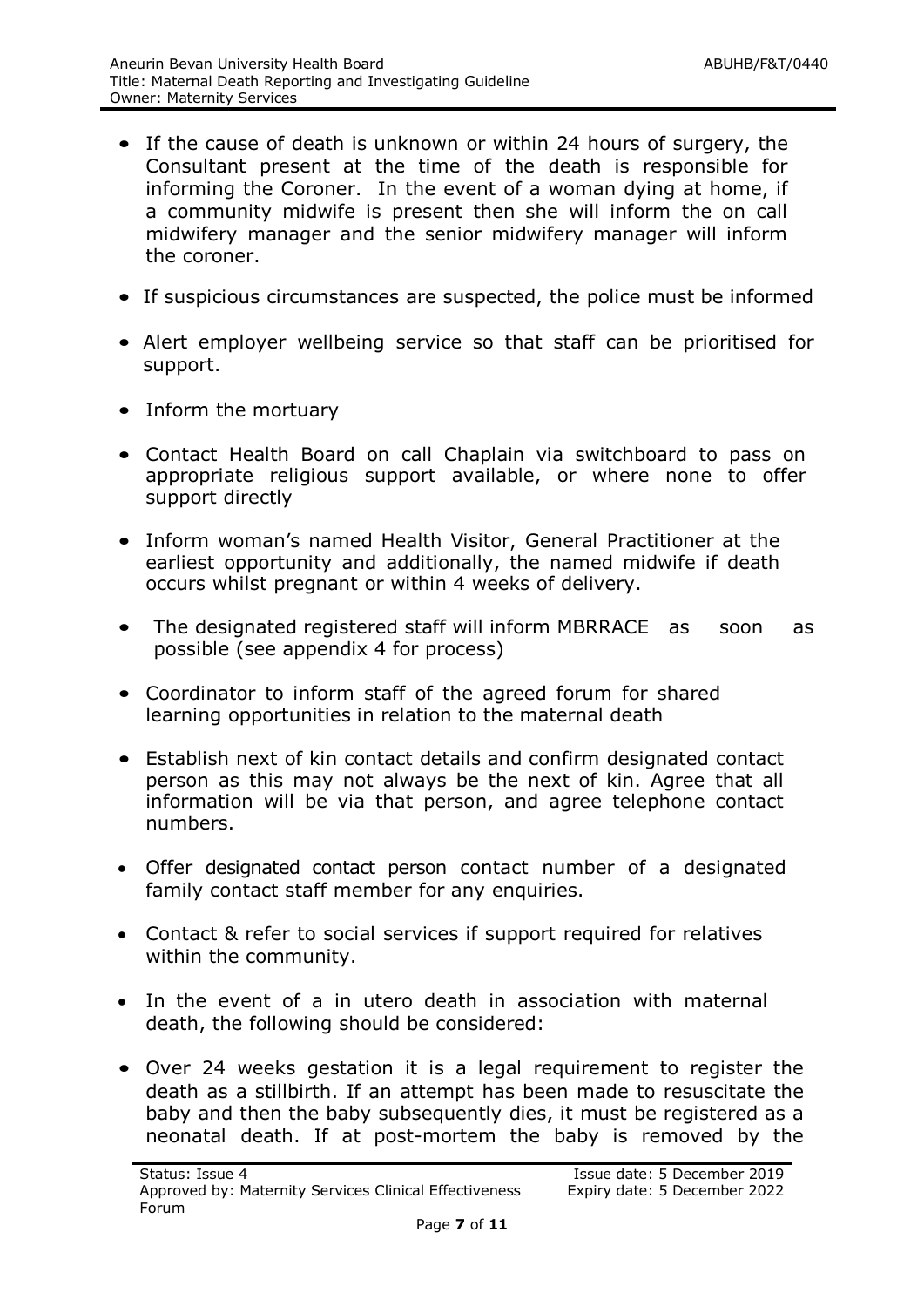- If the cause of death is unknown or within 24 hours of surgery, the Consultant present at the time of the death is responsible for informing the Coroner. In the event of a woman dying at home, if a community midwife is present then she will inform the on call midwifery manager and the senior midwifery manager will inform the coroner.
- If suspicious circumstances are suspected, the police must be informed
- Alert employer wellbeing service so that staff can be prioritised for support.
- Inform the mortuary
- Contact Health Board on call Chaplain via switchboard to pass on appropriate religious support available, or where none to offer support directly
- Inform woman's named Health Visitor, General Practitioner at the earliest opportunity and additionally, the named midwife if death occurs whilst pregnant or within 4 weeks of delivery.
- The designated registered staff will inform MBRRACE as soon as possible (see appendix 4 for process)
- Coordinator to inform staff of the agreed forum for shared learning opportunities in relation to the maternal death
- Establish next of kin contact details and confirm designated contact person as this may not always be the next of kin. Agree that all information will be via that person, and agree telephone contact numbers.
- Offer designated contact person contact number of a designated family contact staff member for any enquiries.
- Contact & refer to social services if support required for relatives within the community.
- In the event of a in utero death in association with maternal death, the following should be considered:
- Over 24 weeks gestation it is a legal requirement to register the death as a stillbirth. If an attempt has been made to resuscitate the baby and then the baby subsequently dies, it must be registered as a neonatal death. If at post-mortem the baby is removed by the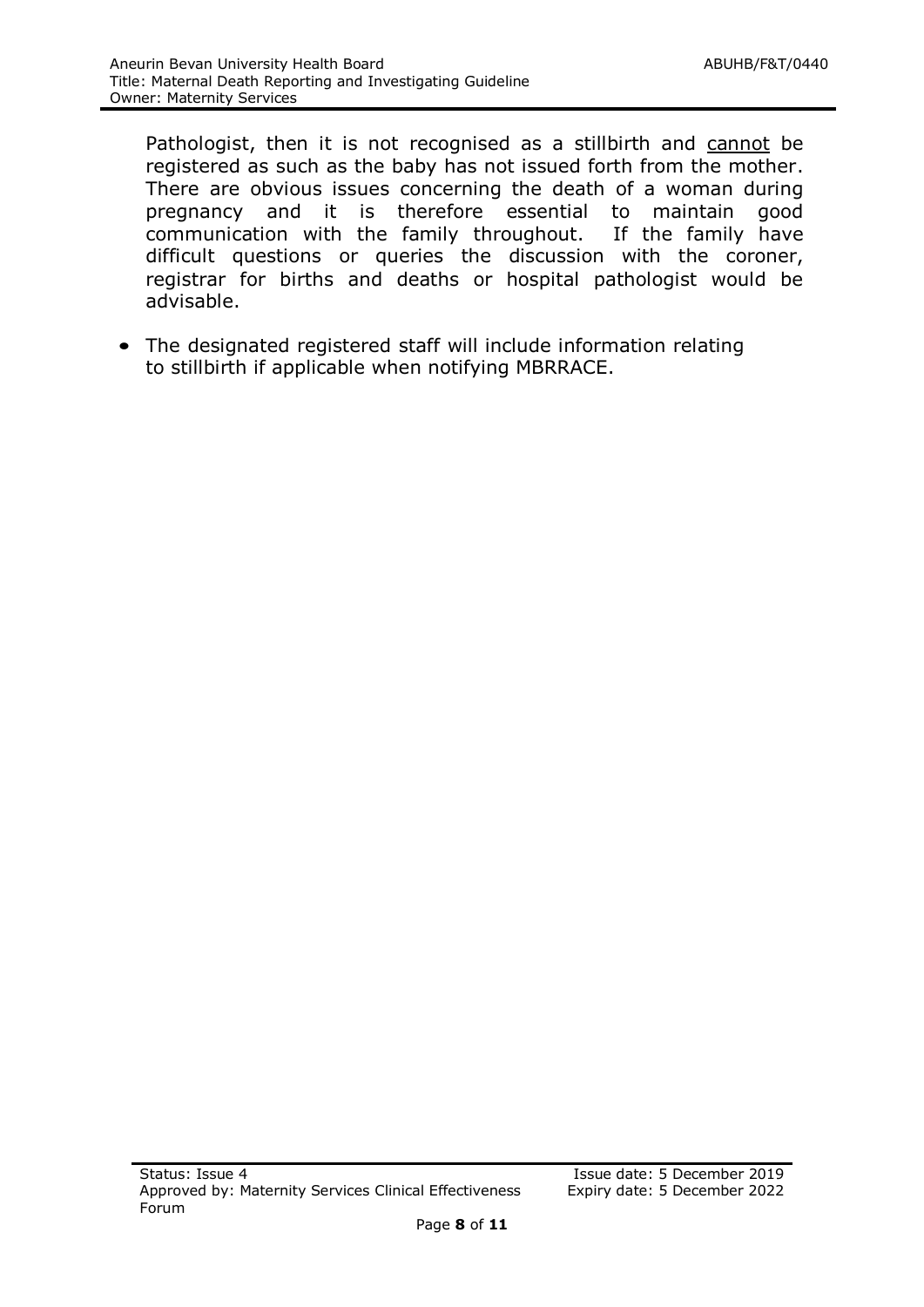Pathologist, then it is not recognised as a stillbirth and <u>cannot</u> be registered as such as the baby has not issued forth from the mother. There are obvious issues concerning the death of a woman during pregnancy and it is therefore essential to maintain good communication with the family throughout. If the family have difficult questions or queries the discussion with the coroner, registrar for births and deaths or hospital pathologist would be advisable.

- The designated registered staff will include information relating to stillbirth if applicable when notifying MBRRACE.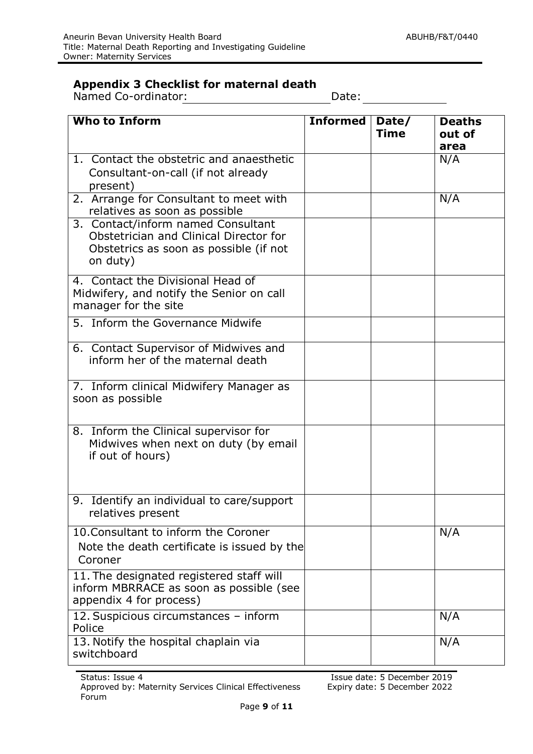## Appendix 3 Checklist for maternal death

Named Co-ordinator: ____________________ Date: ____________

| Who to Inform | Informed | Date/ Time | Deaths out of area |
|---|---|---|---|
| 1. Contact the obstetric and anaesthetic Consultant-on-call (if not already present) | | | N/A |
| 2. Arrange for Consultant to meet with relatives as soon as possible | | | N/A |
| 3. Contact/inform named Consultant Obstetrician and Clinical Director for Obstetrics as soon as possible (if not on duty) | | | |
| 4. Contact the Divisional Head of Midwifery, and notify the Senior on call manager for the site | | | |
| 5. Inform the Governance Midwife | | | |
| 6. Contact Supervisor of Midwives and inform her of the maternal death | | | |
| 7. Inform clinical Midwifery Manager as soon as possible | | | |
| 8. Inform the Clinical supervisor for Midwives when next on duty (by email if out of hours) | | | |
| 9. Identify an individual to care/support relatives present | | | |
| 10. Consultant to inform the Coroner<br>Note the death certificate is issued by the Coroner | | | N/A |
| 11. The designated registered staff will inform MBRRACE as soon as possible (see appendix 4 for process) | | | |
| 12. Suspicious circumstances – inform Police | | | N/A |
| 13. Notify the hospital chaplain via switchboard | | | N/A |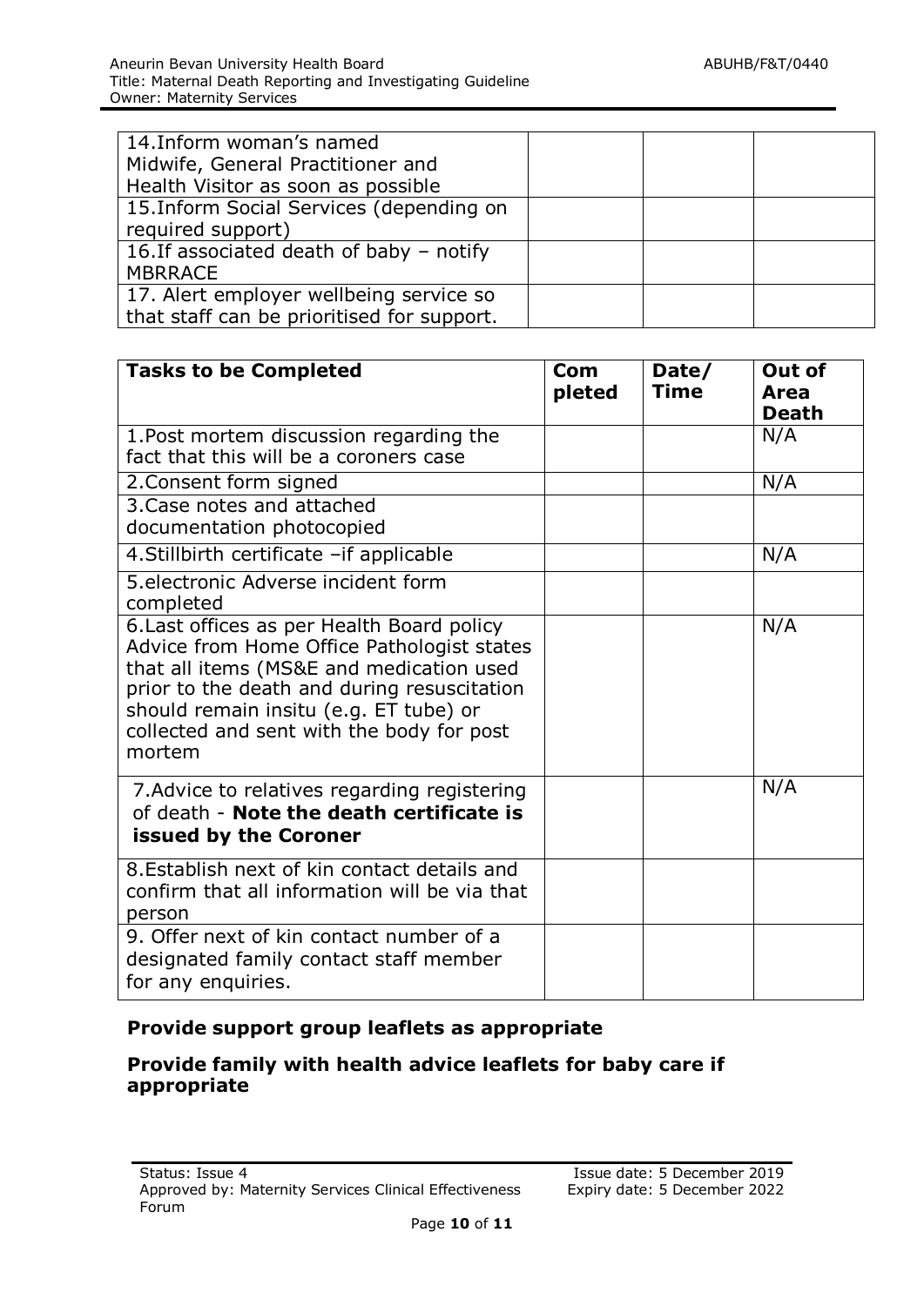| | | | |
|---|---|---|---|
| 14.Inform woman's named Midwife, General Practitioner and Health Visitor as soon as possible | | | |
| 15.Inform Social Services (depending on required support) | | | |
| 16.If associated death of baby – notify MBRRACE | | | |
| 17. Alert employer wellbeing service so that staff can be prioritised for support. | | | |

| Tasks to be Completed | Com pleted | Date/ Time | Out of Area Death |
|---|---|---|---|
| 1.Post mortem discussion regarding the fact that this will be a coroners case | | | N/A |
| 2.Consent form signed | | | N/A |
| 3.Case notes and attached documentation photocopied | | | |
| 4.Stillbirth certificate –if applicable | | | N/A |
| 5.electronic Adverse incident form completed | | | |
| 6.Last offices as per Health Board policy Advice from Home Office Pathologist states that all items (MS&E and medication used prior to the death and during resuscitation should remain insitu (e.g. ET tube) or collected and sent with the body for post mortem | | | N/A |
| 7.Advice to relatives regarding registering of death - **Note the death certificate is issued by the Coroner** | | | N/A |
| 8.Establish next of kin contact details and confirm that all information will be via that person | | | |
| 9. Offer next of kin contact number of a designated family contact staff member for any enquiries. | | | |

**Provide support group leaflets as appropriate**

**Provide family with health advice leaflets for baby care if appropriate**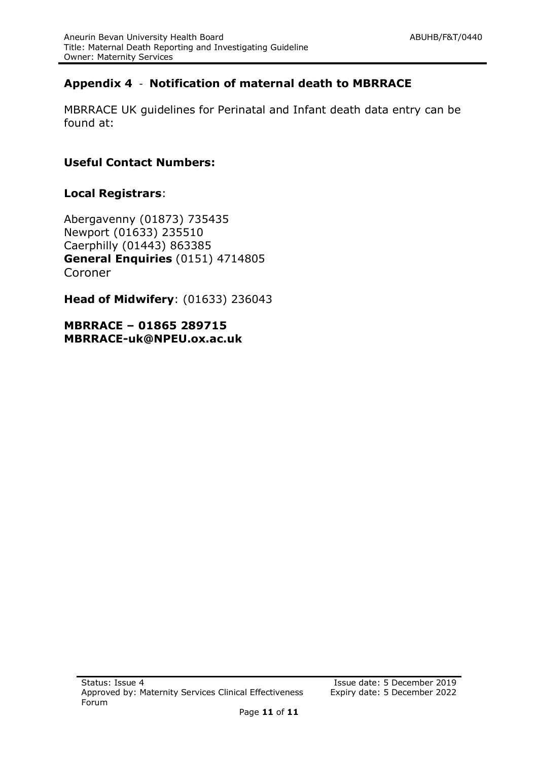## Appendix 4 - Notification of maternal death to MBRRACE

MBRRACE UK guidelines for Perinatal and Infant death data entry can be found at:

### Useful Contact Numbers:

### Local Registrars:

Abergavenny (01873) 735435
Newport (01633) 235510
Caerphilly (01443) 863385
**General Enquiries** (0151) 4714805
Coroner

**Head of Midwifery**: (01633) 236043

**MBRRACE – 01865 289715**
**MBRRACE-uk@NPEU.ox.ac.uk**